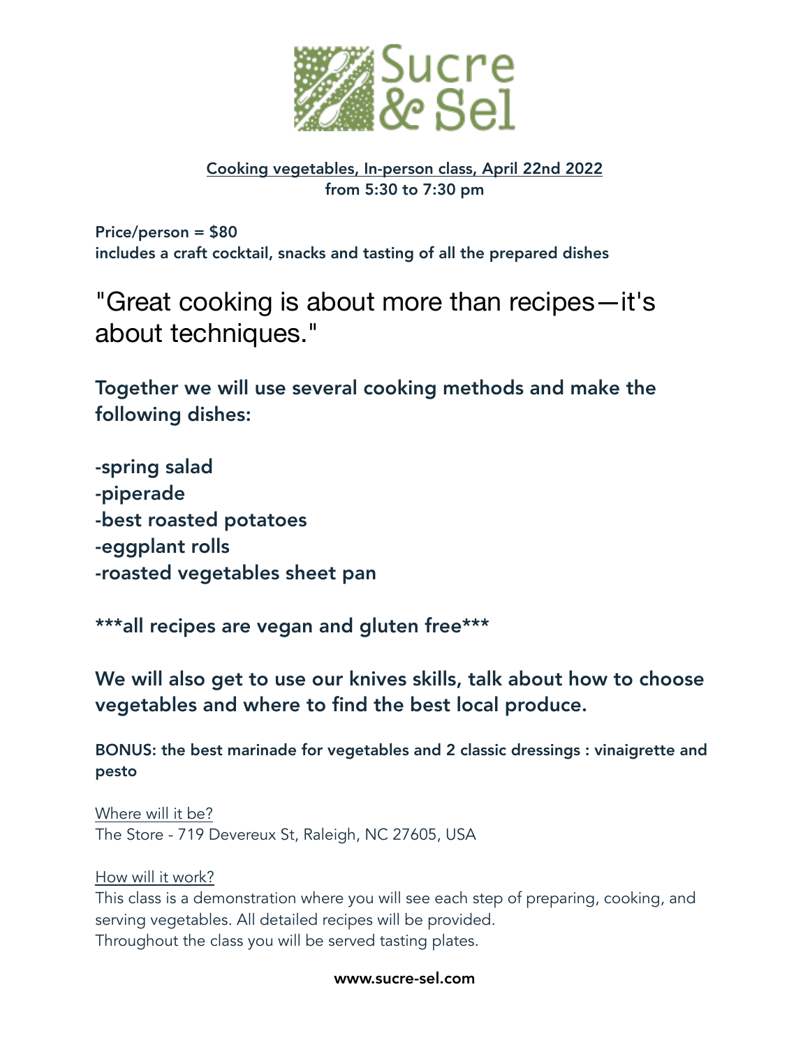# Sucre & Sel

<u>Cooking vegetables, In-person class, April 22nd 2022</u>
**from 5:30 to 7:30 pm**

**Price/person = $80**
**includes a craft cocktail, snacks and tasting of all the prepared dishes**

## "Great cooking is about more than recipes—it's about techniques."

### Together we will use several cooking methods and make the following dishes:

**-spring salad**
**-piperade**
**-best roasted potatoes**
**-eggplant rolls**
**-roasted vegetables sheet pan**

**\*\*\*all recipes are vegan and gluten free\*\*\***

### We will also get to use our knives skills, talk about how to choose vegetables and where to find the best local produce.

**BONUS: the best marinade for vegetables and 2 classic dressings : vinaigrette and pesto**

<u>Where will it be?</u>
The Store - 719 Devereux St, Raleigh, NC 27605, USA

<u>How will it work?</u>
This class is a demonstration where you will see each step of preparing, cooking, and serving vegetables. All detailed recipes will be provided.
Throughout the class you will be served tasting plates.

**www.sucre-sel.com**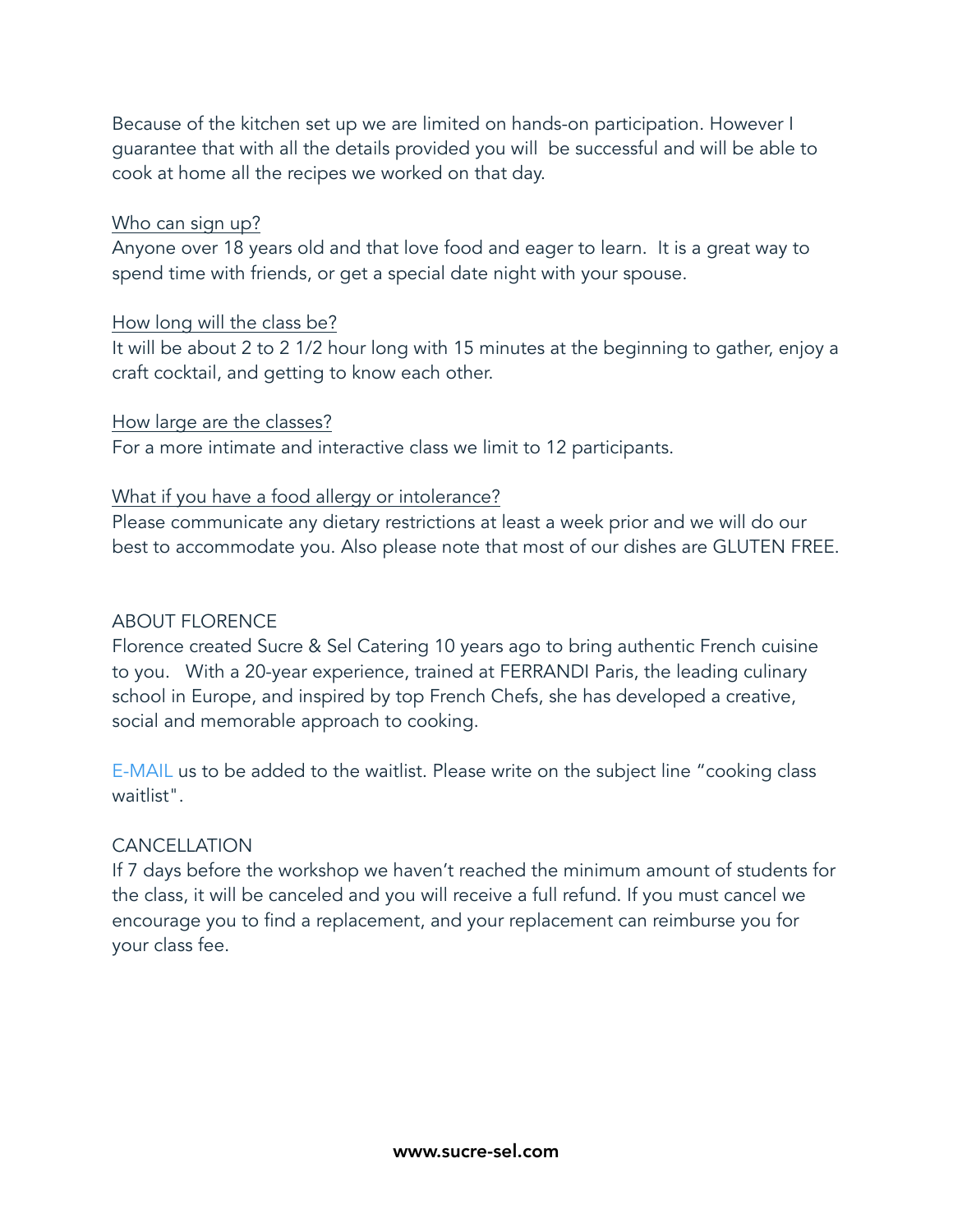Because of the kitchen set up we are limited on hands-on participation. However I guarantee that with all the details provided you will be successful and will be able to cook at home all the recipes we worked on that day.

<u>Who can sign up?</u>
Anyone over 18 years old and that love food and eager to learn. It is a great way to spend time with friends, or get a special date night with your spouse.

<u>How long will the class be?</u>
It will be about 2 to 2 1/2 hour long with 15 minutes at the beginning to gather, enjoy a craft cocktail, and getting to know each other.

<u>How large are the classes?</u>
For a more intimate and interactive class we limit to 12 participants.

<u>What if you have a food allergy or intolerance?</u>
Please communicate any dietary restrictions at least a week prior and we will do our best to accommodate you. Also please note that most of our dishes are GLUTEN FREE.

ABOUT FLORENCE

Florence created Sucre & Sel Catering 10 years ago to bring authentic French cuisine to you. With a 20-year experience, trained at FERRANDI Paris, the leading culinary school in Europe, and inspired by top French Chefs, she has developed a creative, social and memorable approach to cooking.

E-MAIL us to be added to the waitlist. Please write on the subject line "cooking class waitlist".

CANCELLATION

If 7 days before the workshop we haven't reached the minimum amount of students for the class, it will be canceled and you will receive a full refund. If you must cancel we encourage you to find a replacement, and your replacement can reimburse you for your class fee.

**www.sucre-sel.com**